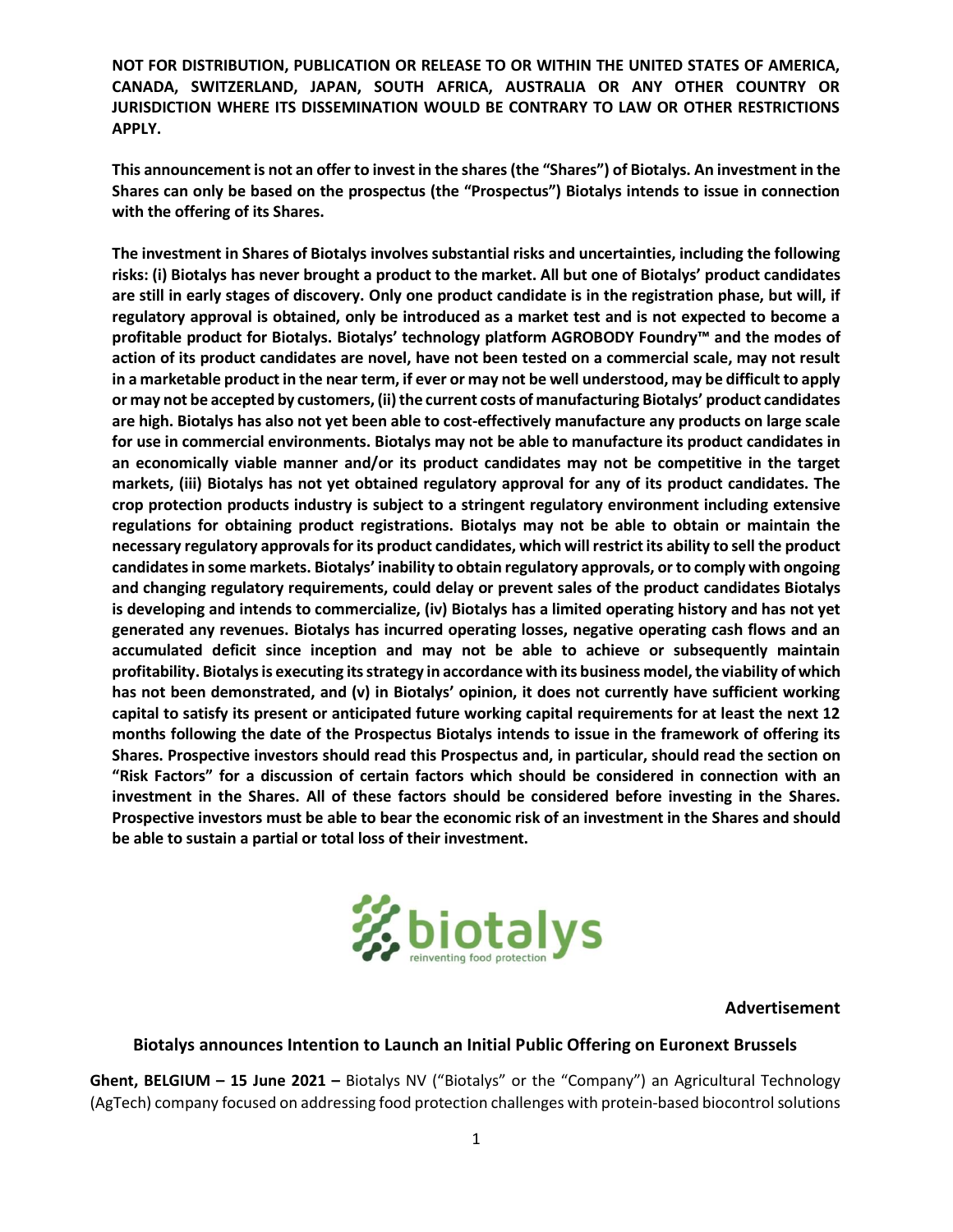**NOT FOR DISTRIBUTION, PUBLICATION OR RELEASE TO OR WITHIN THE UNITED STATES OF AMERICA, CANADA, SWITZERLAND, JAPAN, SOUTH AFRICA, AUSTRALIA OR ANY OTHER COUNTRY OR JURISDICTION WHERE ITS DISSEMINATION WOULD BE CONTRARY TO LAW OR OTHER RESTRICTIONS APPLY.**

**This announcement is not an offer to invest in the shares (the "Shares") of Biotalys. An investment in the Shares can only be based on the prospectus (the "Prospectus") Biotalys intends to issue in connection with the offering of its Shares.**

**The investment in Shares of Biotalys involves substantial risks and uncertainties, including the following risks: (i) Biotalys has never brought a product to the market. All but one of Biotalys' product candidates are still in early stages of discovery. Only one product candidate is in the registration phase, but will, if regulatory approval is obtained, only be introduced as a market test and is not expected to become a profitable product for Biotalys. Biotalys' technology platform AGROBODY Foundry™ and the modes of action of its product candidates are novel, have not been tested on a commercial scale, may not result in a marketable product in the near term, if ever or may not be well understood, may be difficult to apply or may not be accepted by customers, (ii) the current costs of manufacturing Biotalys' product candidates are high. Biotalys has also not yet been able to cost-effectively manufacture any products on large scale for use in commercial environments. Biotalys may not be able to manufacture its product candidates in an economically viable manner and/or its product candidates may not be competitive in the target markets, (iii) Biotalys has not yet obtained regulatory approval for any of its product candidates. The crop protection products industry is subject to a stringent regulatory environment including extensive regulations for obtaining product registrations. Biotalys may not be able to obtain or maintain the necessary regulatory approvals for its product candidates, which will restrict its ability to sell the product candidates in some markets. Biotalys' inability to obtain regulatory approvals, or to comply with ongoing and changing regulatory requirements, could delay or prevent sales of the product candidates Biotalys is developing and intends to commercialize, (iv) Biotalys has a limited operating history and has not yet generated any revenues. Biotalys has incurred operating losses, negative operating cash flows and an accumulated deficit since inception and may not be able to achieve or subsequently maintain profitability. Biotalys is executing its strategy in accordance with its business model, the viability of which has not been demonstrated, and (v) in Biotalys' opinion, it does not currently have sufficient working capital to satisfy its present or anticipated future working capital requirements for at least the next 12 months following the date of the Prospectus Biotalys intends to issue in the framework of offering its Shares. Prospective investors should read this Prospectus and, in particular, should read the section on "Risk Factors" for a discussion of certain factors which should be considered in connection with an investment in the Shares. All of these factors should be considered before investing in the Shares. Prospective investors must be able to bear the economic risk of an investment in the Shares and should be able to sustain a partial or total loss of their investment.**

biotalys
reinventing food protection

**Advertisement**

## Biotalys announces Intention to Launch an Initial Public Offering on Euronext Brussels

**Ghent, BELGIUM – 15 June 2021 –** Biotalys NV ("Biotalys" or the "Company") an Agricultural Technology (AgTech) company focused on addressing food protection challenges with protein-based biocontrol solutions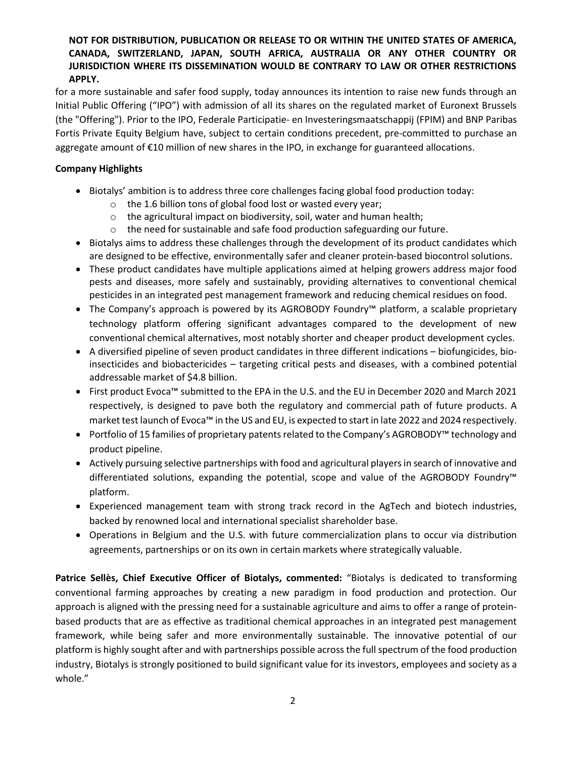**NOT FOR DISTRIBUTION, PUBLICATION OR RELEASE TO OR WITHIN THE UNITED STATES OF AMERICA, CANADA, SWITZERLAND, JAPAN, SOUTH AFRICA, AUSTRALIA OR ANY OTHER COUNTRY OR JURISDICTION WHERE ITS DISSEMINATION WOULD BE CONTRARY TO LAW OR OTHER RESTRICTIONS APPLY.**

for a more sustainable and safer food supply, today announces its intention to raise new funds through an Initial Public Offering ("IPO") with admission of all its shares on the regulated market of Euronext Brussels (the "Offering"). Prior to the IPO, Federale Participatie- en Investeringsmaatschappij (FPIM) and BNP Paribas Fortis Private Equity Belgium have, subject to certain conditions precedent, pre-committed to purchase an aggregate amount of €10 million of new shares in the IPO, in exchange for guaranteed allocations.

**Company Highlights**

- Biotalys' ambition is to address three core challenges facing global food production today:
  - the 1.6 billion tons of global food lost or wasted every year;
  - the agricultural impact on biodiversity, soil, water and human health;
  - the need for sustainable and safe food production safeguarding our future.
- Biotalys aims to address these challenges through the development of its product candidates which are designed to be effective, environmentally safer and cleaner protein-based biocontrol solutions.
- These product candidates have multiple applications aimed at helping growers address major food pests and diseases, more safely and sustainably, providing alternatives to conventional chemical pesticides in an integrated pest management framework and reducing chemical residues on food.
- The Company's approach is powered by its AGROBODY Foundry™ platform, a scalable proprietary technology platform offering significant advantages compared to the development of new conventional chemical alternatives, most notably shorter and cheaper product development cycles.
- A diversified pipeline of seven product candidates in three different indications – biofungicides, bio-insecticides and biobactericides – targeting critical pests and diseases, with a combined potential addressable market of $4.8 billion.
- First product Evoca™ submitted to the EPA in the U.S. and the EU in December 2020 and March 2021 respectively, is designed to pave both the regulatory and commercial path of future products. A market test launch of Evoca™ in the US and EU, is expected to start in late 2022 and 2024 respectively.
- Portfolio of 15 families of proprietary patents related to the Company's AGROBODY™ technology and product pipeline.
- Actively pursuing selective partnerships with food and agricultural players in search of innovative and differentiated solutions, expanding the potential, scope and value of the AGROBODY Foundry™ platform.
- Experienced management team with strong track record in the AgTech and biotech industries, backed by renowned local and international specialist shareholder base.
- Operations in Belgium and the U.S. with future commercialization plans to occur via distribution agreements, partnerships or on its own in certain markets where strategically valuable.

**Patrice Sellès, Chief Executive Officer of Biotalys, commented:** "Biotalys is dedicated to transforming conventional farming approaches by creating a new paradigm in food production and protection. Our approach is aligned with the pressing need for a sustainable agriculture and aims to offer a range of protein-based products that are as effective as traditional chemical approaches in an integrated pest management framework, while being safer and more environmentally sustainable. The innovative potential of our platform is highly sought after and with partnerships possible across the full spectrum of the food production industry, Biotalys is strongly positioned to build significant value for its investors, employees and society as a whole."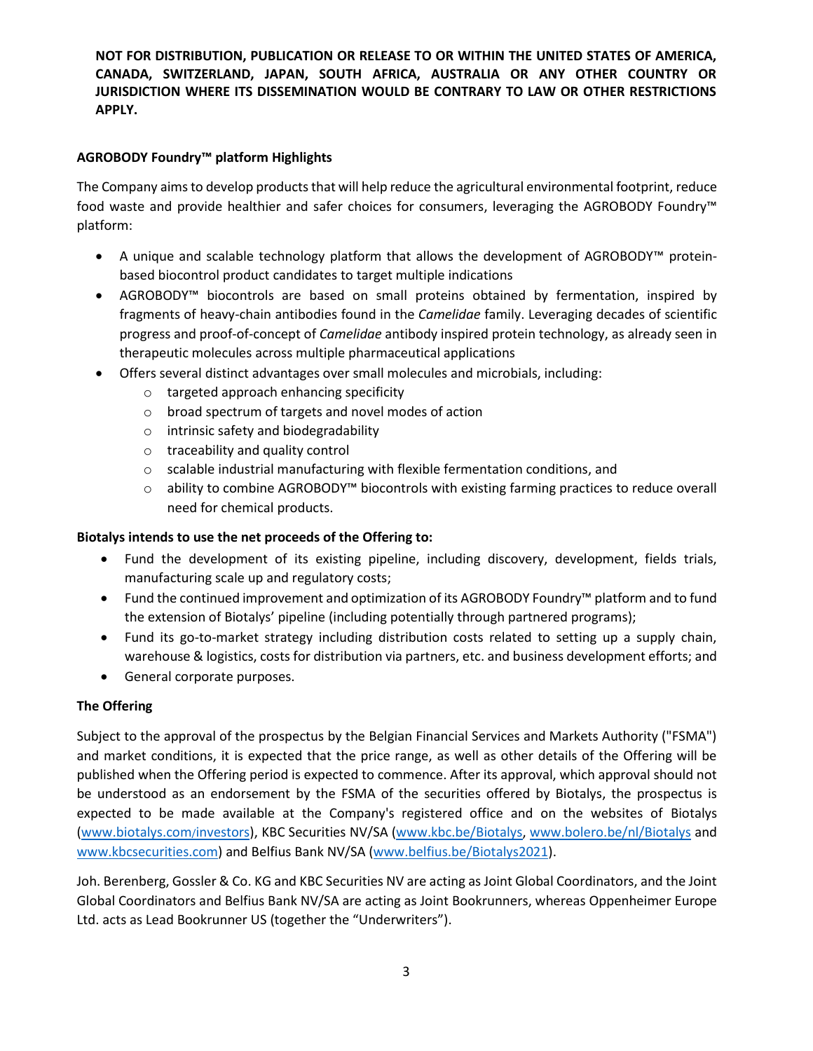**NOT FOR DISTRIBUTION, PUBLICATION OR RELEASE TO OR WITHIN THE UNITED STATES OF AMERICA, CANADA, SWITZERLAND, JAPAN, SOUTH AFRICA, AUSTRALIA OR ANY OTHER COUNTRY OR JURISDICTION WHERE ITS DISSEMINATION WOULD BE CONTRARY TO LAW OR OTHER RESTRICTIONS APPLY.**

**AGROBODY Foundry™ platform Highlights**

The Company aims to develop products that will help reduce the agricultural environmental footprint, reduce food waste and provide healthier and safer choices for consumers, leveraging the AGROBODY Foundry™ platform:

- A unique and scalable technology platform that allows the development of AGROBODY™ protein-based biocontrol product candidates to target multiple indications
- AGROBODY™ biocontrols are based on small proteins obtained by fermentation, inspired by fragments of heavy-chain antibodies found in the *Camelidae* family. Leveraging decades of scientific progress and proof-of-concept of *Camelidae* antibody inspired protein technology, as already seen in therapeutic molecules across multiple pharmaceutical applications
- Offers several distinct advantages over small molecules and microbials, including:
    - targeted approach enhancing specificity
    - broad spectrum of targets and novel modes of action
    - intrinsic safety and biodegradability
    - traceability and quality control
    - scalable industrial manufacturing with flexible fermentation conditions, and
    - ability to combine AGROBODY™ biocontrols with existing farming practices to reduce overall need for chemical products.

**Biotalys intends to use the net proceeds of the Offering to:**

- Fund the development of its existing pipeline, including discovery, development, fields trials, manufacturing scale up and regulatory costs;
- Fund the continued improvement and optimization of its AGROBODY Foundry™ platform and to fund the extension of Biotalys' pipeline (including potentially through partnered programs);
- Fund its go-to-market strategy including distribution costs related to setting up a supply chain, warehouse & logistics, costs for distribution via partners, etc. and business development efforts; and
- General corporate purposes.

**The Offering**

Subject to the approval of the prospectus by the Belgian Financial Services and Markets Authority ("FSMA") and market conditions, it is expected that the price range, as well as other details of the Offering will be published when the Offering period is expected to commence. After its approval, which approval should not be understood as an endorsement by the FSMA of the securities offered by Biotalys, the prospectus is expected to be made available at the Company's registered office and on the websites of Biotalys (www.biotalys.com/investors), KBC Securities NV/SA (www.kbc.be/Biotalys, www.bolero.be/nl/Biotalys and www.kbcsecurities.com) and Belfius Bank NV/SA (www.belfius.be/Biotalys2021).

Joh. Berenberg, Gossler & Co. KG and KBC Securities NV are acting as Joint Global Coordinators, and the Joint Global Coordinators and Belfius Bank NV/SA are acting as Joint Bookrunners, whereas Oppenheimer Europe Ltd. acts as Lead Bookrunner US (together the "Underwriters").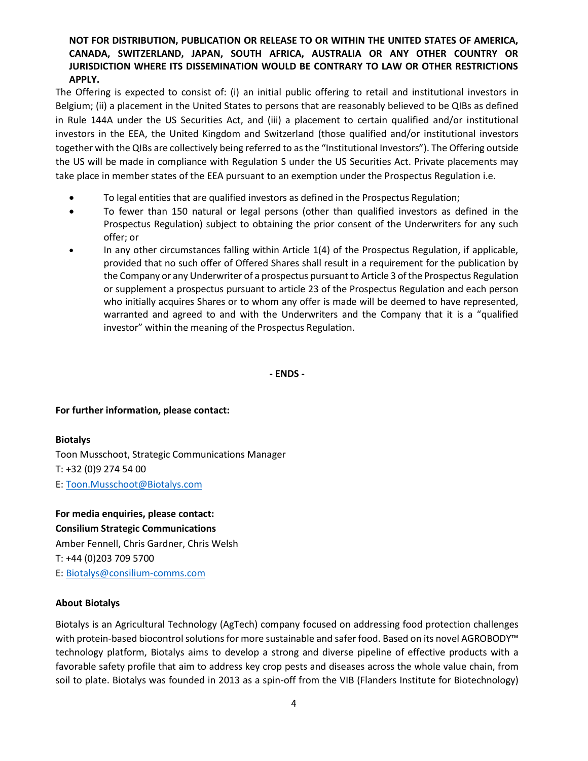**NOT FOR DISTRIBUTION, PUBLICATION OR RELEASE TO OR WITHIN THE UNITED STATES OF AMERICA, CANADA, SWITZERLAND, JAPAN, SOUTH AFRICA, AUSTRALIA OR ANY OTHER COUNTRY OR JURISDICTION WHERE ITS DISSEMINATION WOULD BE CONTRARY TO LAW OR OTHER RESTRICTIONS APPLY.**

The Offering is expected to consist of: (i) an initial public offering to retail and institutional investors in Belgium; (ii) a placement in the United States to persons that are reasonably believed to be QIBs as defined in Rule 144A under the US Securities Act, and (iii) a placement to certain qualified and/or institutional investors in the EEA, the United Kingdom and Switzerland (those qualified and/or institutional investors together with the QIBs are collectively being referred to as the "Institutional Investors"). The Offering outside the US will be made in compliance with Regulation S under the US Securities Act. Private placements may take place in member states of the EEA pursuant to an exemption under the Prospectus Regulation i.e.

- To legal entities that are qualified investors as defined in the Prospectus Regulation;
- To fewer than 150 natural or legal persons (other than qualified investors as defined in the Prospectus Regulation) subject to obtaining the prior consent of the Underwriters for any such offer; or
- In any other circumstances falling within Article 1(4) of the Prospectus Regulation, if applicable, provided that no such offer of Offered Shares shall result in a requirement for the publication by the Company or any Underwriter of a prospectus pursuant to Article 3 of the Prospectus Regulation or supplement a prospectus pursuant to article 23 of the Prospectus Regulation and each person who initially acquires Shares or to whom any offer is made will be deemed to have represented, warranted and agreed to and with the Underwriters and the Company that it is a "qualified investor" within the meaning of the Prospectus Regulation.

**- ENDS -**

**For further information, please contact:**

**Biotalys**
Toon Musschoot, Strategic Communications Manager
T: +32 (0)9 274 54 00
E: Toon.Musschoot@Biotalys.com

**For media enquiries, please contact:**
**Consilium Strategic Communications**
Amber Fennell, Chris Gardner, Chris Welsh
T: +44 (0)203 709 5700
E: Biotalys@consilium-comms.com

**About Biotalys**

Biotalys is an Agricultural Technology (AgTech) company focused on addressing food protection challenges with protein-based biocontrol solutions for more sustainable and safer food. Based on its novel AGROBODY™ technology platform, Biotalys aims to develop a strong and diverse pipeline of effective products with a favorable safety profile that aim to address key crop pests and diseases across the whole value chain, from soil to plate. Biotalys was founded in 2013 as a spin-off from the VIB (Flanders Institute for Biotechnology)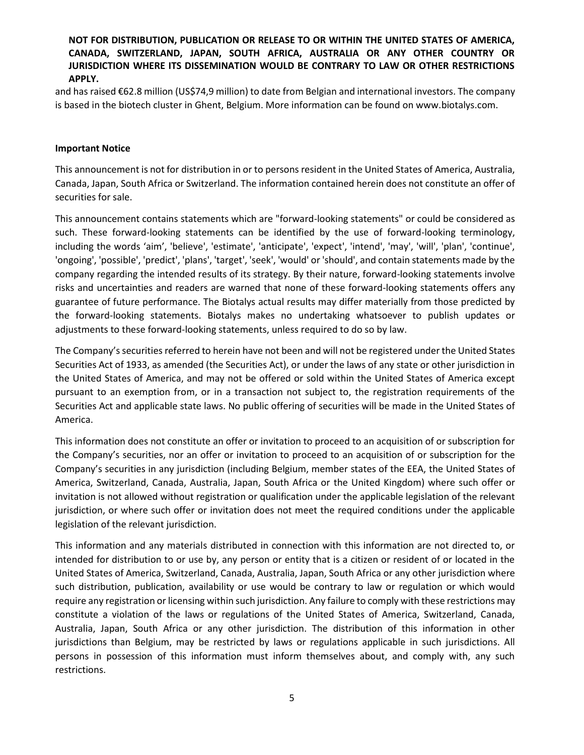**NOT FOR DISTRIBUTION, PUBLICATION OR RELEASE TO OR WITHIN THE UNITED STATES OF AMERICA, CANADA, SWITZERLAND, JAPAN, SOUTH AFRICA, AUSTRALIA OR ANY OTHER COUNTRY OR JURISDICTION WHERE ITS DISSEMINATION WOULD BE CONTRARY TO LAW OR OTHER RESTRICTIONS APPLY.**

and has raised €62.8 million (US$74,9 million) to date from Belgian and international investors. The company is based in the biotech cluster in Ghent, Belgium. More information can be found on www.biotalys.com.

**Important Notice**

This announcement is not for distribution in or to persons resident in the United States of America, Australia, Canada, Japan, South Africa or Switzerland. The information contained herein does not constitute an offer of securities for sale.

This announcement contains statements which are "forward-looking statements" or could be considered as such. These forward-looking statements can be identified by the use of forward-looking terminology, including the words 'aim', 'believe', 'estimate', 'anticipate', 'expect', 'intend', 'may', 'will', 'plan', 'continue', 'ongoing', 'possible', 'predict', 'plans', 'target', 'seek', 'would' or 'should', and contain statements made by the company regarding the intended results of its strategy. By their nature, forward-looking statements involve risks and uncertainties and readers are warned that none of these forward-looking statements offers any guarantee of future performance. The Biotalys actual results may differ materially from those predicted by the forward-looking statements. Biotalys makes no undertaking whatsoever to publish updates or adjustments to these forward-looking statements, unless required to do so by law.

The Company's securities referred to herein have not been and will not be registered under the United States Securities Act of 1933, as amended (the Securities Act), or under the laws of any state or other jurisdiction in the United States of America, and may not be offered or sold within the United States of America except pursuant to an exemption from, or in a transaction not subject to, the registration requirements of the Securities Act and applicable state laws. No public offering of securities will be made in the United States of America.

This information does not constitute an offer or invitation to proceed to an acquisition of or subscription for the Company's securities, nor an offer or invitation to proceed to an acquisition of or subscription for the Company's securities in any jurisdiction (including Belgium, member states of the EEA, the United States of America, Switzerland, Canada, Australia, Japan, South Africa or the United Kingdom) where such offer or invitation is not allowed without registration or qualification under the applicable legislation of the relevant jurisdiction, or where such offer or invitation does not meet the required conditions under the applicable legislation of the relevant jurisdiction.

This information and any materials distributed in connection with this information are not directed to, or intended for distribution to or use by, any person or entity that is a citizen or resident of or located in the United States of America, Switzerland, Canada, Australia, Japan, South Africa or any other jurisdiction where such distribution, publication, availability or use would be contrary to law or regulation or which would require any registration or licensing within such jurisdiction. Any failure to comply with these restrictions may constitute a violation of the laws or regulations of the United States of America, Switzerland, Canada, Australia, Japan, South Africa or any other jurisdiction. The distribution of this information in other jurisdictions than Belgium, may be restricted by laws or regulations applicable in such jurisdictions. All persons in possession of this information must inform themselves about, and comply with, any such restrictions.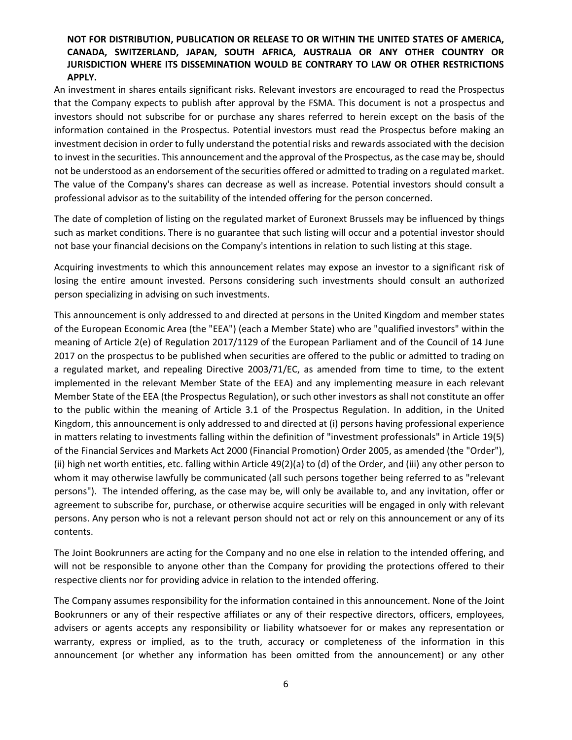**NOT FOR DISTRIBUTION, PUBLICATION OR RELEASE TO OR WITHIN THE UNITED STATES OF AMERICA, CANADA, SWITZERLAND, JAPAN, SOUTH AFRICA, AUSTRALIA OR ANY OTHER COUNTRY OR JURISDICTION WHERE ITS DISSEMINATION WOULD BE CONTRARY TO LAW OR OTHER RESTRICTIONS APPLY.**

An investment in shares entails significant risks. Relevant investors are encouraged to read the Prospectus that the Company expects to publish after approval by the FSMA. This document is not a prospectus and investors should not subscribe for or purchase any shares referred to herein except on the basis of the information contained in the Prospectus. Potential investors must read the Prospectus before making an investment decision in order to fully understand the potential risks and rewards associated with the decision to invest in the securities. This announcement and the approval of the Prospectus, as the case may be, should not be understood as an endorsement of the securities offered or admitted to trading on a regulated market. The value of the Company's shares can decrease as well as increase. Potential investors should consult a professional advisor as to the suitability of the intended offering for the person concerned.

The date of completion of listing on the regulated market of Euronext Brussels may be influenced by things such as market conditions. There is no guarantee that such listing will occur and a potential investor should not base your financial decisions on the Company's intentions in relation to such listing at this stage.

Acquiring investments to which this announcement relates may expose an investor to a significant risk of losing the entire amount invested. Persons considering such investments should consult an authorized person specializing in advising on such investments.

This announcement is only addressed to and directed at persons in the United Kingdom and member states of the European Economic Area (the "EEA") (each a Member State) who are "qualified investors" within the meaning of Article 2(e) of Regulation 2017/1129 of the European Parliament and of the Council of 14 June 2017 on the prospectus to be published when securities are offered to the public or admitted to trading on a regulated market, and repealing Directive 2003/71/EC, as amended from time to time, to the extent implemented in the relevant Member State of the EEA) and any implementing measure in each relevant Member State of the EEA (the Prospectus Regulation), or such other investors as shall not constitute an offer to the public within the meaning of Article 3.1 of the Prospectus Regulation. In addition, in the United Kingdom, this announcement is only addressed to and directed at (i) persons having professional experience in matters relating to investments falling within the definition of "investment professionals" in Article 19(5) of the Financial Services and Markets Act 2000 (Financial Promotion) Order 2005, as amended (the "Order"), (ii) high net worth entities, etc. falling within Article 49(2)(a) to (d) of the Order, and (iii) any other person to whom it may otherwise lawfully be communicated (all such persons together being referred to as "relevant persons"). The intended offering, as the case may be, will only be available to, and any invitation, offer or agreement to subscribe for, purchase, or otherwise acquire securities will be engaged in only with relevant persons. Any person who is not a relevant person should not act or rely on this announcement or any of its contents.

The Joint Bookrunners are acting for the Company and no one else in relation to the intended offering, and will not be responsible to anyone other than the Company for providing the protections offered to their respective clients nor for providing advice in relation to the intended offering.

The Company assumes responsibility for the information contained in this announcement. None of the Joint Bookrunners or any of their respective affiliates or any of their respective directors, officers, employees, advisers or agents accepts any responsibility or liability whatsoever for or makes any representation or warranty, express or implied, as to the truth, accuracy or completeness of the information in this announcement (or whether any information has been omitted from the announcement) or any other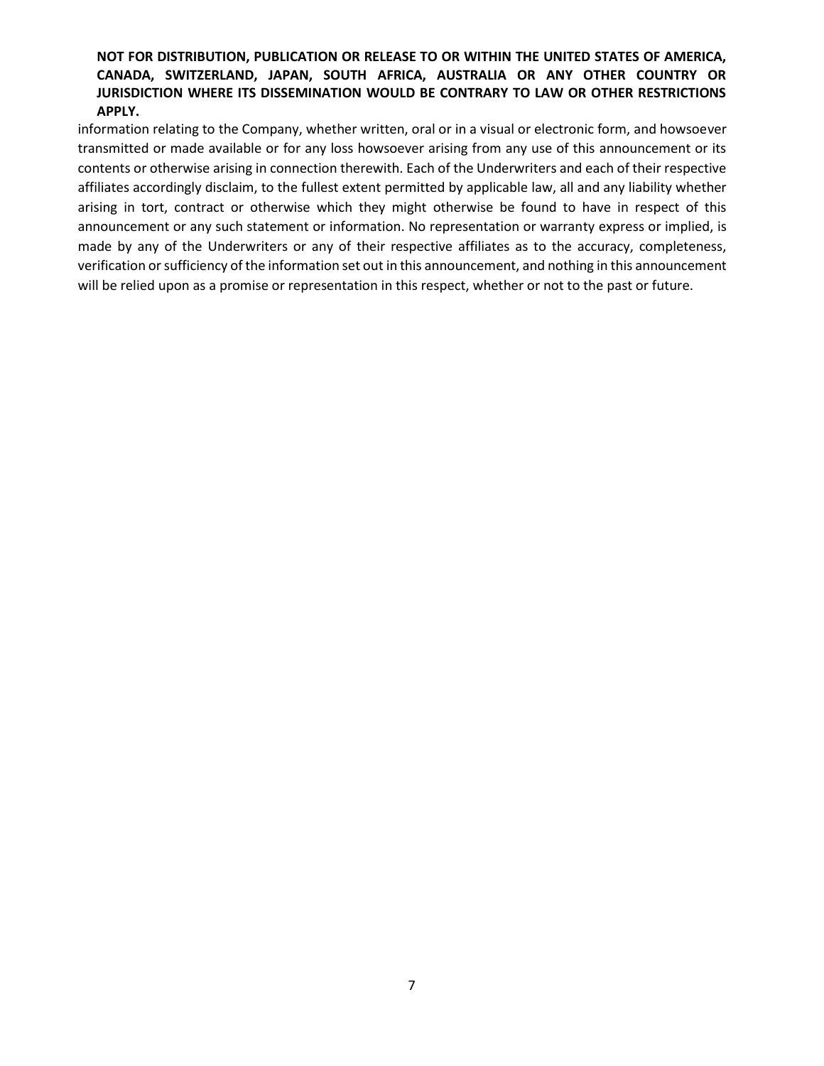information relating to the Company, whether written, oral or in a visual or electronic form, and howsoever transmitted or made available or for any loss howsoever arising from any use of this announcement or its contents or otherwise arising in connection therewith. Each of the Underwriters and each of their respective affiliates accordingly disclaim, to the fullest extent permitted by applicable law, all and any liability whether arising in tort, contract or otherwise which they might otherwise be found to have in respect of this announcement or any such statement or information. No representation or warranty express or implied, is made by any of the Underwriters or any of their respective affiliates as to the accuracy, completeness, verification or sufficiency of the information set out in this announcement, and nothing in this announcement will be relied upon as a promise or representation in this respect, whether or not to the past or future.